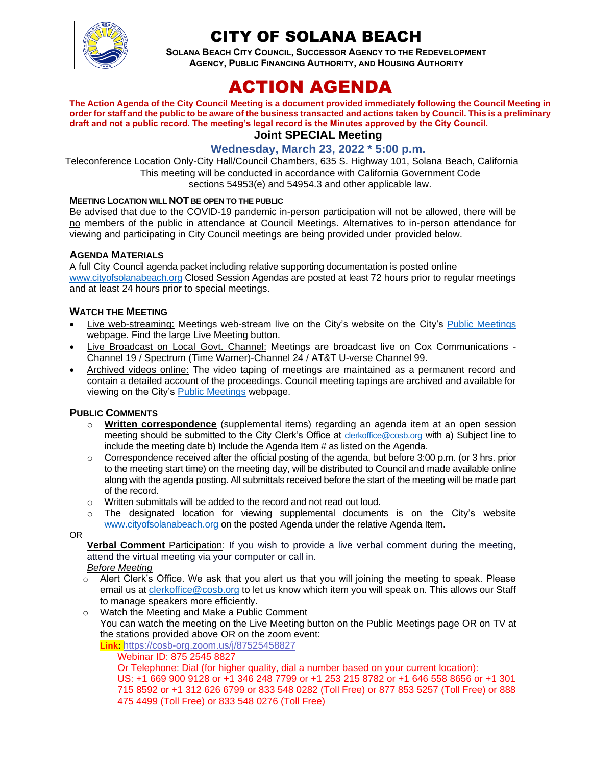# CITY OF SOLANA BEACH

**SOLANA BEACH CITY COUNCIL, SUCCESSOR AGENCY TO THE REDEVELOPMENT AGENCY, PUBLIC FINANCING AUTHORITY, AND HOUSING AUTHORITY**

# ACTION AGENDA

**The Action Agenda of the City Council Meeting is a document provided immediately following the Council Meeting in order for staff and the public to be aware of the business transacted and actions taken by Council. This is a preliminary draft and not a public record. The meeting's legal record is the Minutes approved by the City Council.**

## Joint SPECIAL Meeting

### Wednesday, March 23, 2022 * 5:00 p.m.

Teleconference Location Only-City Hall/Council Chambers, 635 S. Highway 101, Solana Beach, California
This meeting will be conducted in accordance with California Government Code sections 54953(e) and 54954.3 and other applicable law.

**MEETING LOCATION WILL NOT BE OPEN TO THE PUBLIC**

Be advised that due to the COVID-19 pandemic in-person participation will not be allowed, there will be no members of the public in attendance at Council Meetings. Alternatives to in-person attendance for viewing and participating in City Council meetings are being provided under provided below.

**AGENDA MATERIALS**

A full City Council agenda packet including relative supporting documentation is posted online www.cityofsolanabeach.org Closed Session Agendas are posted at least 72 hours prior to regular meetings and at least 24 hours prior to special meetings.

**WATCH THE MEETING**

- Live web-streaming: Meetings web-stream live on the City's website on the City's Public Meetings webpage. Find the large Live Meeting button.
- Live Broadcast on Local Govt. Channel: Meetings are broadcast live on Cox Communications - Channel 19 / Spectrum (Time Warner)-Channel 24 / AT&T U-verse Channel 99.
- Archived videos online: The video taping of meetings are maintained as a permanent record and contain a detailed account of the proceedings. Council meeting tapings are archived and available for viewing on the City's Public Meetings webpage.

**PUBLIC COMMENTS**

- **Written correspondence** (supplemental items) regarding an agenda item at an open session meeting should be submitted to the City Clerk's Office at clerkoffice@cosb.org with a) Subject line to include the meeting date b) Include the Agenda Item # as listed on the Agenda.
- Correspondence received after the official posting of the agenda, but before 3:00 p.m. (or 3 hrs. prior to the meeting start time) on the meeting day, will be distributed to Council and made available online along with the agenda posting. All submittals received before the start of the meeting will be made part of the record.
- Written submittals will be added to the record and not read out loud.
- The designated location for viewing supplemental documents is on the City's website www.cityofsolanabeach.org on the posted Agenda under the relative Agenda Item.

OR

**Verbal Comment Participation**: If you wish to provide a live verbal comment during the meeting, attend the virtual meeting via your computer or call in.

*Before Meeting*

- Alert Clerk's Office. We ask that you alert us that you will joining the meeting to speak. Please email us at clerkoffice@cosb.org to let us know which item you will speak on. This allows our Staff to manage speakers more efficiently.
- Watch the Meeting and Make a Public Comment
  You can watch the meeting on the Live Meeting button on the Public Meetings page OR on TV at the stations provided above OR on the zoom event:
  **Link:** https://cosb-org.zoom.us/j/87525458827
  Webinar ID: 875 2545 8827
  Or Telephone: Dial (for higher quality, dial a number based on your current location):
  US: +1 669 900 9128 or +1 346 248 7799 or +1 253 215 8782 or +1 646 558 8656 or +1 301 715 8592 or +1 312 626 6799 or 833 548 0282 (Toll Free) or 877 853 5257 (Toll Free) or 888 475 4499 (Toll Free) or 833 548 0276 (Toll Free)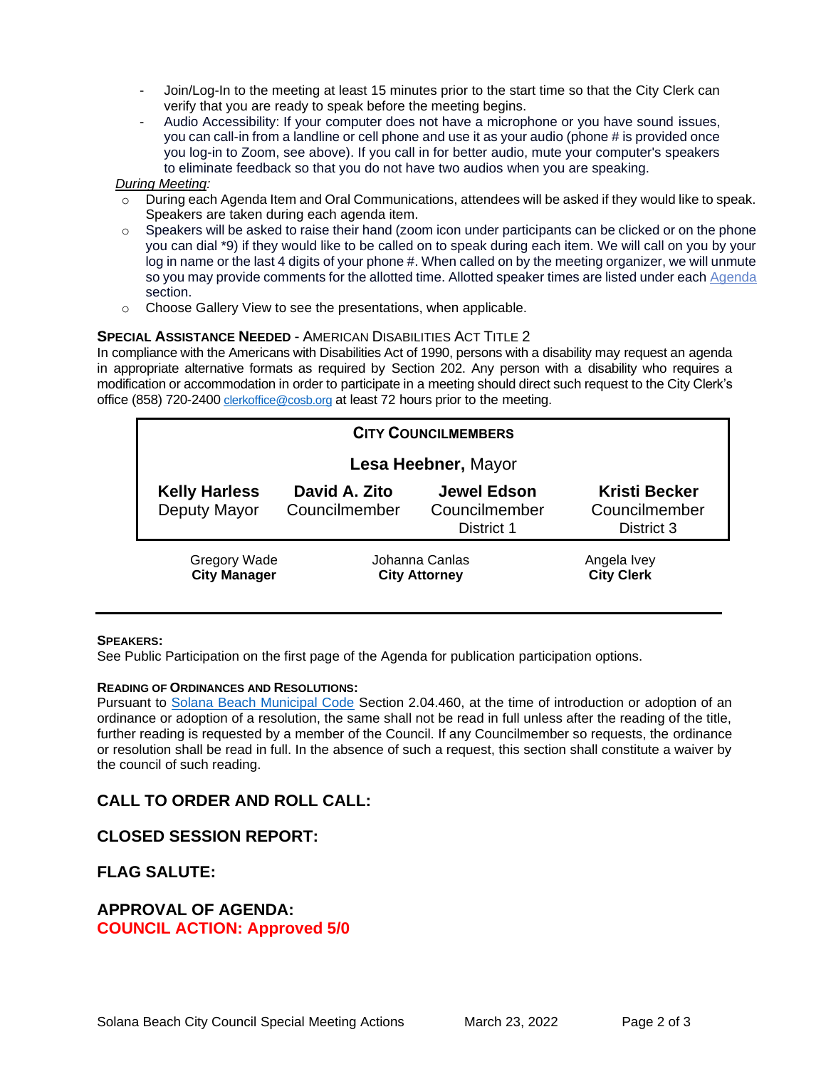- Join/Log-In to the meeting at least 15 minutes prior to the start time so that the City Clerk can verify that you are ready to speak before the meeting begins.
- Audio Accessibility: If your computer does not have a microphone or you have sound issues, you can call-in from a landline or cell phone and use it as your audio (phone # is provided once you log-in to Zoom, see above). If you call in for better audio, mute your computer's speakers to eliminate feedback so that you do not have two audios when you are speaking.

*During Meeting:*

- During each Agenda Item and Oral Communications, attendees will be asked if they would like to speak. Speakers are taken during each agenda item.
- Speakers will be asked to raise their hand (zoom icon under participants can be clicked or on the phone you can dial *9) if they would like to be called on to speak during each item. We will call on you by your log in name or the last 4 digits of your phone #. When called on by the meeting organizer, we will unmute so you may provide comments for the allotted time. Allotted speaker times are listed under each Agenda section.
- Choose Gallery View to see the presentations, when applicable.

**SPECIAL ASSISTANCE NEEDED** - AMERICAN DISABILITIES ACT TITLE 2

In compliance with the Americans with Disabilities Act of 1990, persons with a disability may request an agenda in appropriate alternative formats as required by Section 202. Any person with a disability who requires a modification or accommodation in order to participate in a meeting should direct such request to the City Clerk's office (858) 720-2400 clerkoffice@cosb.org at least 72 hours prior to the meeting.

| CITY COUNCILMEMBERS | | | |
|---|---|---|---|
| | **Lesa Heebner,** Mayor | | |
| **Kelly Harless** Deputy Mayor | **David A. Zito** Councilmember | **Jewel Edson** Councilmember District 1 | **Kristi Becker** Councilmember District 3 |

| Gregory Wade | Johanna Canlas | Angela Ivey |
|---|---|---|
| **City Manager** | **City Attorney** | **City Clerk** |

---

**SPEAKERS:**

See Public Participation on the first page of the Agenda for publication participation options.

**READING OF ORDINANCES AND RESOLUTIONS:**

Pursuant to Solana Beach Municipal Code Section 2.04.460, at the time of introduction or adoption of an ordinance or adoption of a resolution, the same shall not be read in full unless after the reading of the title, further reading is requested by a member of the Council. If any Councilmember so requests, the ordinance or resolution shall be read in full. In the absence of such a request, this section shall constitute a waiver by the council of such reading.

## CALL TO ORDER AND ROLL CALL:

## CLOSED SESSION REPORT:

## FLAG SALUTE:

## APPROVAL OF AGENDA:

**COUNCIL ACTION: Approved 5/0**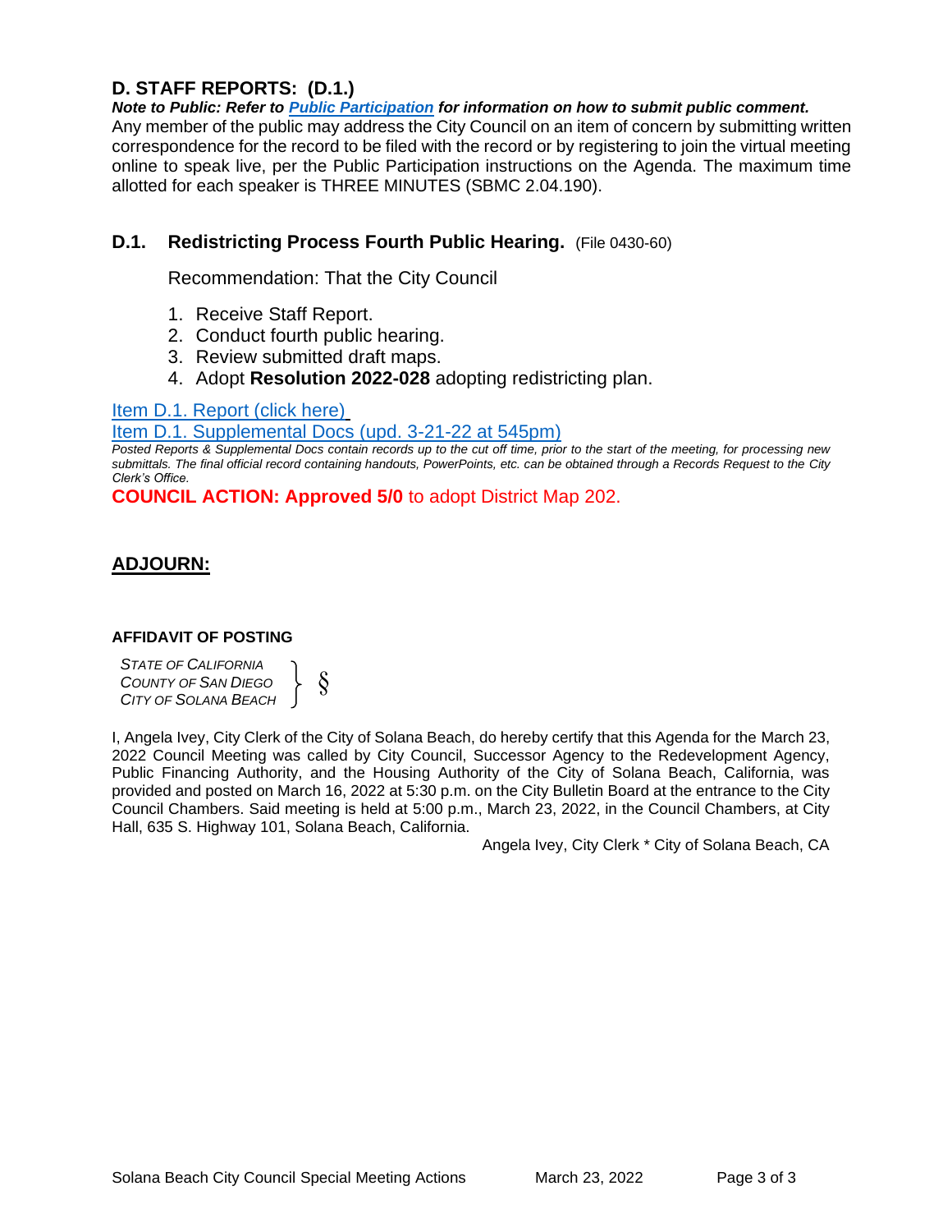## D. STAFF REPORTS: (D.1.)

***Note to Public: Refer to Public Participation for information on how to submit public comment.***

Any member of the public may address the City Council on an item of concern by submitting written correspondence for the record to be filed with the record or by registering to join the virtual meeting online to speak live, per the Public Participation instructions on the Agenda. The maximum time allotted for each speaker is THREE MINUTES (SBMC 2.04.190).

### D.1. Redistricting Process Fourth Public Hearing. (File 0430-60)

Recommendation: That the City Council

1. Receive Staff Report.
2. Conduct fourth public hearing.
3. Review submitted draft maps.
4. Adopt **Resolution 2022-028** adopting redistricting plan.

Item D.1. Report (click here)

Item D.1. Supplemental Docs (upd. 3-21-22 at 545pm)

*Posted Reports & Supplemental Docs contain records up to the cut off time, prior to the start of the meeting, for processing new submittals. The final official record containing handouts, PowerPoints, etc. can be obtained through a Records Request to the City Clerk's Office.*

**COUNCIL ACTION: Approved 5/0** to adopt District Map 202.

## ADJOURN:

**AFFIDAVIT OF POSTING**

*STATE OF CALIFORNIA*
*COUNTY OF SAN DIEGO* } §
*CITY OF SOLANA BEACH*

I, Angela Ivey, City Clerk of the City of Solana Beach, do hereby certify that this Agenda for the March 23, 2022 Council Meeting was called by City Council, Successor Agency to the Redevelopment Agency, Public Financing Authority, and the Housing Authority of the City of Solana Beach, California, was provided and posted on March 16, 2022 at 5:30 p.m. on the City Bulletin Board at the entrance to the City Council Chambers. Said meeting is held at 5:00 p.m., March 23, 2022, in the Council Chambers, at City Hall, 635 S. Highway 101, Solana Beach, California.

Angela Ivey, City Clerk * City of Solana Beach, CA